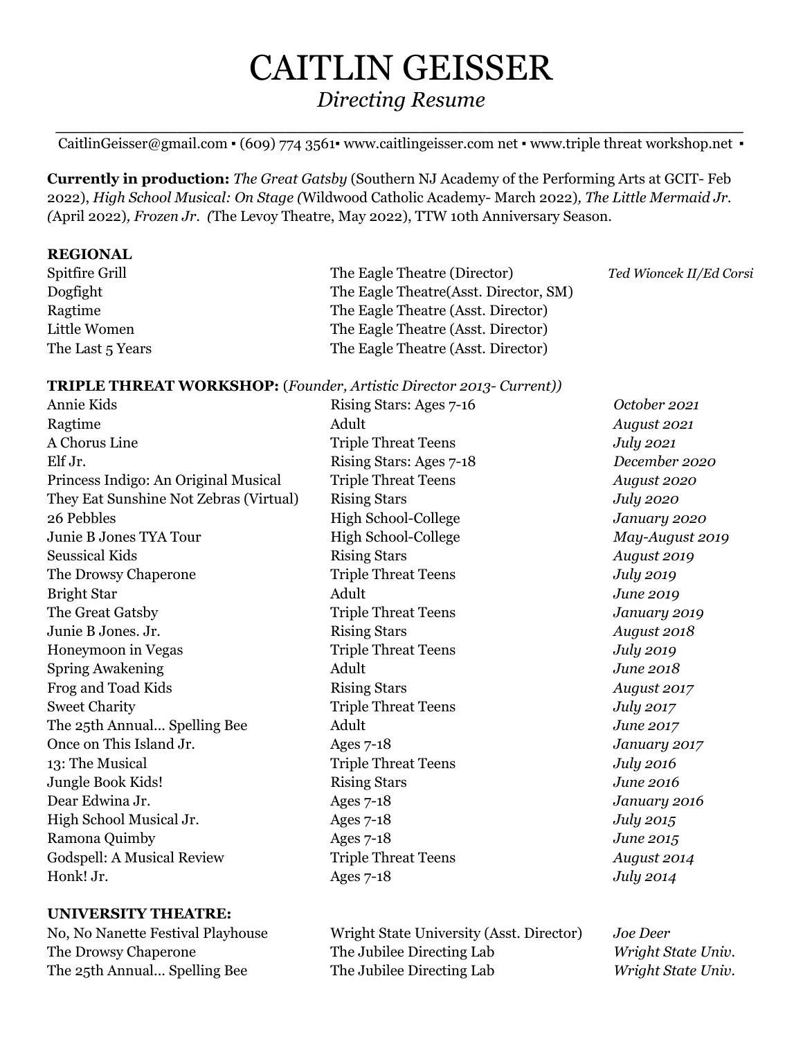# CAITLIN GEISSER

*Directing Resume*

CaitlinGeisser@gmail.com ▪ (609) 774 3561▪ www.caitlingeisser.com net ▪ www.triple threat workshop.net ▪

**Currently in production:** *The Great Gatsby* (Southern NJ Academy of the Performing Arts at GCIT- Feb 2022), *High School Musical: On Stage (*Wildwood Catholic Academy- March 2022)*, The Little Mermaid Jr. (*April 2022)*, Frozen Jr. (*The Levoy Theatre, May 2022), TTW 10th Anniversary Season.

## REGIONAL

| | | |
|---|---|---|
| Spitfire Grill | The Eagle Theatre (Director) | *Ted Wioncek II/Ed Corsi* |
| Dogfight | The Eagle Theatre(Asst. Director, SM) | |
| Ragtime | The Eagle Theatre (Asst. Director) | |
| Little Women | The Eagle Theatre (Asst. Director) | |
| The Last 5 Years | The Eagle Theatre (Asst. Director) | |

## TRIPLE THREAT WORKSHOP: (*Founder, Artistic Director 2013- Current)*)

| | | |
|---|---|---|
| Annie Kids | Rising Stars: Ages 7-16 | *October 2021* |
| Ragtime | Adult | *August 2021* |
| A Chorus Line | Triple Threat Teens | *July 2021* |
| Elf Jr. | Rising Stars: Ages 7-18 | *December 2020* |
| Princess Indigo: An Original Musical | Triple Threat Teens | *August 2020* |
| They Eat Sunshine Not Zebras (Virtual) | Rising Stars | *July 2020* |
| 26 Pebbles | High School-College | *January 2020* |
| Junie B Jones TYA Tour | High School-College | *May-August 2019* |
| Seussical Kids | Rising Stars | *August 2019* |
| The Drowsy Chaperone | Triple Threat Teens | *July 2019* |
| Bright Star | Adult | *June 2019* |
| The Great Gatsby | Triple Threat Teens | *January 2019* |
| Junie B Jones. Jr. | Rising Stars | *August 2018* |
| Honeymoon in Vegas | Triple Threat Teens | *July 2019* |
| Spring Awakening | Adult | *June 2018* |
| Frog and Toad Kids | Rising Stars | *August 2017* |
| Sweet Charity | Triple Threat Teens | *July 2017* |
| The 25th Annual... Spelling Bee | Adult | *June 2017* |
| Once on This Island Jr. | Ages 7-18 | *January 2017* |
| 13: The Musical | Triple Threat Teens | *July 2016* |
| Jungle Book Kids! | Rising Stars | *June 2016* |
| Dear Edwina Jr. | Ages 7-18 | *January 2016* |
| High School Musical Jr. | Ages 7-18 | *July 2015* |
| Ramona Quimby | Ages 7-18 | *June 2015* |
| Godspell: A Musical Review | Triple Threat Teens | *August 2014* |
| Honk! Jr. | Ages 7-18 | *July 2014* |

## UNIVERSITY THEATRE:

| | | |
|---|---|---|
| No, No Nanette Festival Playhouse | Wright State University (Asst. Director) | *Joe Deer* |
| The Drowsy Chaperone | The Jubilee Directing Lab | *Wright State Univ.* |
| The 25th Annual... Spelling Bee | The Jubilee Directing Lab | *Wright State Univ.* |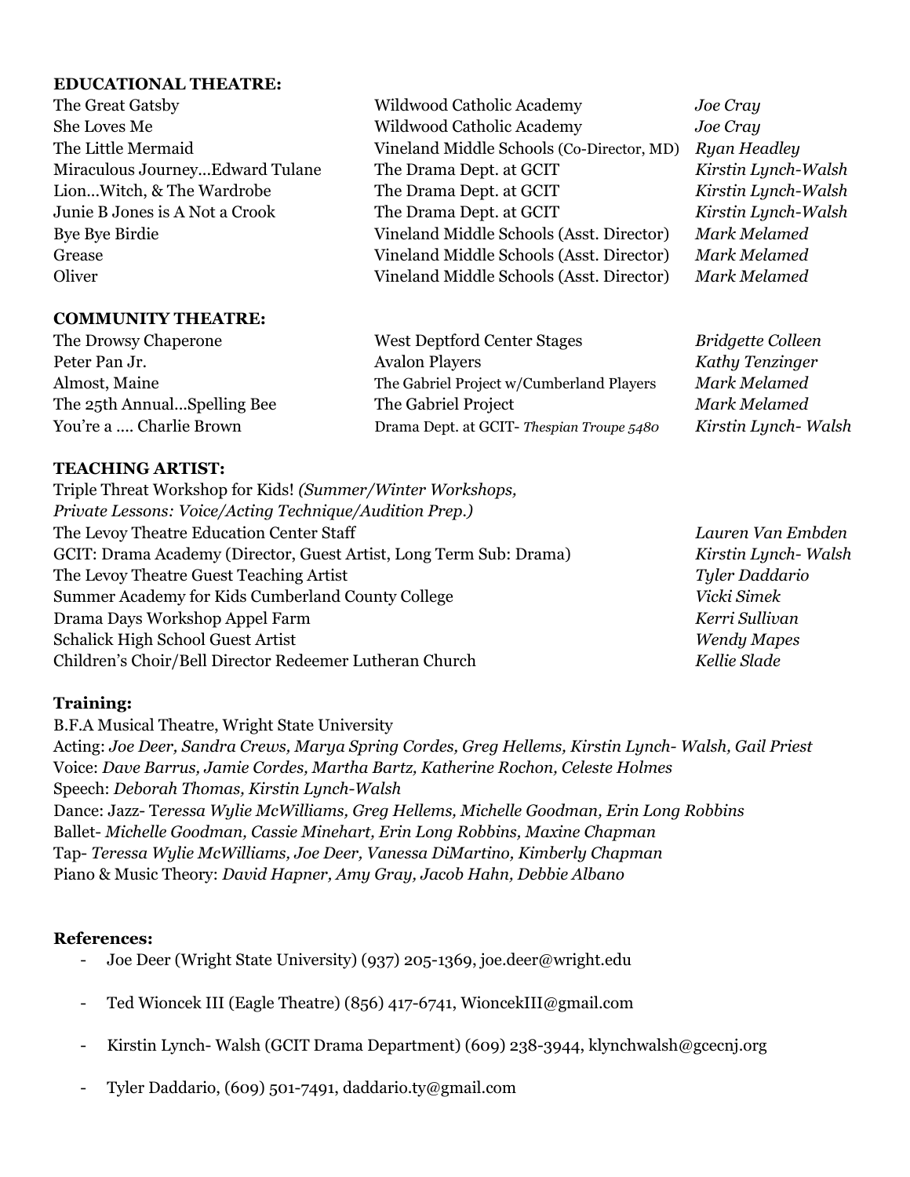**EDUCATIONAL THEATRE:**

| | | |
|---|---|---|
| The Great Gatsby | Wildwood Catholic Academy | *Joe Cray* |
| She Loves Me | Wildwood Catholic Academy | *Joe Cray* |
| The Little Mermaid | Vineland Middle Schools (Co-Director, MD) | *Ryan Headley* |
| Miraculous Journey…Edward Tulane | The Drama Dept. at GCIT | *Kirstin Lynch-Walsh* |
| Lion…Witch, & The Wardrobe | The Drama Dept. at GCIT | *Kirstin Lynch-Walsh* |
| Junie B Jones is A Not a Crook | The Drama Dept. at GCIT | *Kirstin Lynch-Walsh* |
| Bye Bye Birdie | Vineland Middle Schools (Asst. Director) | *Mark Melamed* |
| Grease | Vineland Middle Schools (Asst. Director) | *Mark Melamed* |
| Oliver | Vineland Middle Schools (Asst. Director) | *Mark Melamed* |

**COMMUNITY THEATRE:**

| | | |
|---|---|---|
| The Drowsy Chaperone | West Deptford Center Stages | *Bridgette Colleen* |
| Peter Pan Jr. | Avalon Players | *Kathy Tenzinger* |
| Almost, Maine | The Gabriel Project w/Cumberland Players | *Mark Melamed* |
| The 25th Annual…Spelling Bee | The Gabriel Project | *Mark Melamed* |
| You're a …. Charlie Brown | Drama Dept. at GCIT- *Thespian Troupe 5480* | *Kirstin Lynch- Walsh* |

**TEACHING ARTIST:**

| | |
|---|---|
| Triple Threat Workshop for Kids! *(Summer/Winter Workshops, Private Lessons: Voice/Acting Technique/Audition Prep.)* | |
| The Levoy Theatre Education Center Staff | *Lauren Van Embden* |
| GCIT: Drama Academy (Director, Guest Artist, Long Term Sub: Drama) | *Kirstin Lynch- Walsh* |
| The Levoy Theatre Guest Teaching Artist | *Tyler Daddario* |
| Summer Academy for Kids Cumberland County College | *Vicki Simek* |
| Drama Days Workshop Appel Farm | *Kerri Sullivan* |
| Schalick High School Guest Artist | *Wendy Mapes* |
| Children's Choir/Bell Director Redeemer Lutheran Church | *Kellie Slade* |

**Training:**

B.F.A Musical Theatre, Wright State University
Acting: *Joe Deer, Sandra Crews, Marya Spring Cordes, Greg Hellems, Kirstin Lynch- Walsh, Gail Priest*
Voice: *Dave Barrus, Jamie Cordes, Martha Bartz, Katherine Rochon, Celeste Holmes*
Speech: *Deborah Thomas, Kirstin Lynch-Walsh*
Dance: Jazz- T*eressa Wylie McWilliams, Greg Hellems, Michelle Goodman, Erin Long Robbins*
Ballet- *Michelle Goodman, Cassie Minehart, Erin Long Robbins, Maxine Chapman*
Tap- *Teressa Wylie McWilliams, Joe Deer, Vanessa DiMartino, Kimberly Chapman*
Piano & Music Theory: *David Hapner, Amy Gray, Jacob Hahn, Debbie Albano*

**References:**

- Joe Deer (Wright State University) (937) 205-1369, joe.deer@wright.edu
- Ted Wioncek III (Eagle Theatre) (856) 417-6741, WioncekIII@gmail.com
- Kirstin Lynch- Walsh (GCIT Drama Department) (609) 238-3944, klynchwalsh@gcecnj.org
- Tyler Daddario, (609) 501-7491, daddario.ty@gmail.com